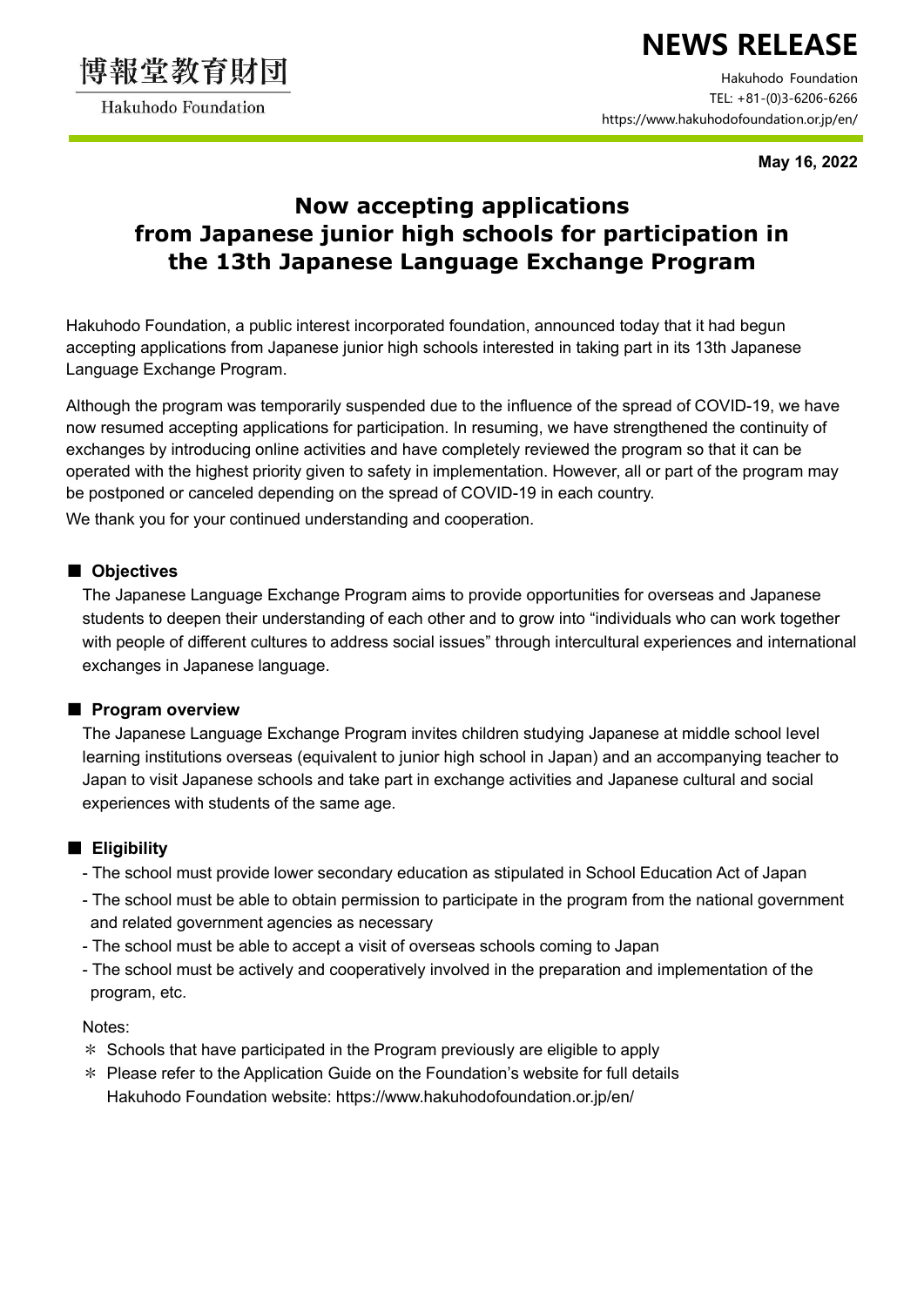博報堂教育財団

Hakuhodo Foundation

# NEWS RELEASE

Hakuhodo Foundation
TEL: +81-(0)3-6206-6266
https://www.hakuhodofoundation.or.jp/en/

**May 16, 2022**

## Now accepting applications from Japanese junior high schools for participation in the 13th Japanese Language Exchange Program

Hakuhodo Foundation, a public interest incorporated foundation, announced today that it had begun accepting applications from Japanese junior high schools interested in taking part in its 13th Japanese Language Exchange Program.

Although the program was temporarily suspended due to the influence of the spread of COVID-19, we have now resumed accepting applications for participation. In resuming, we have strengthened the continuity of exchanges by introducing online activities and have completely reviewed the program so that it can be operated with the highest priority given to safety in implementation. However, all or part of the program may be postponed or canceled depending on the spread of COVID-19 in each country.

We thank you for your continued understanding and cooperation.

### ■ Objectives

The Japanese Language Exchange Program aims to provide opportunities for overseas and Japanese students to deepen their understanding of each other and to grow into "individuals who can work together with people of different cultures to address social issues" through intercultural experiences and international exchanges in Japanese language.

### ■ Program overview

The Japanese Language Exchange Program invites children studying Japanese at middle school level learning institutions overseas (equivalent to junior high school in Japan) and an accompanying teacher to Japan to visit Japanese schools and take part in exchange activities and Japanese cultural and social experiences with students of the same age.

### ■ Eligibility

- The school must provide lower secondary education as stipulated in School Education Act of Japan
- The school must be able to obtain permission to participate in the program from the national government and related government agencies as necessary
- The school must be able to accept a visit of overseas schools coming to Japan
- The school must be actively and cooperatively involved in the preparation and implementation of the program, etc.

Notes:

＊ Schools that have participated in the Program previously are eligible to apply

＊ Please refer to the Application Guide on the Foundation's website for full details
Hakuhodo Foundation website: https://www.hakuhodofoundation.or.jp/en/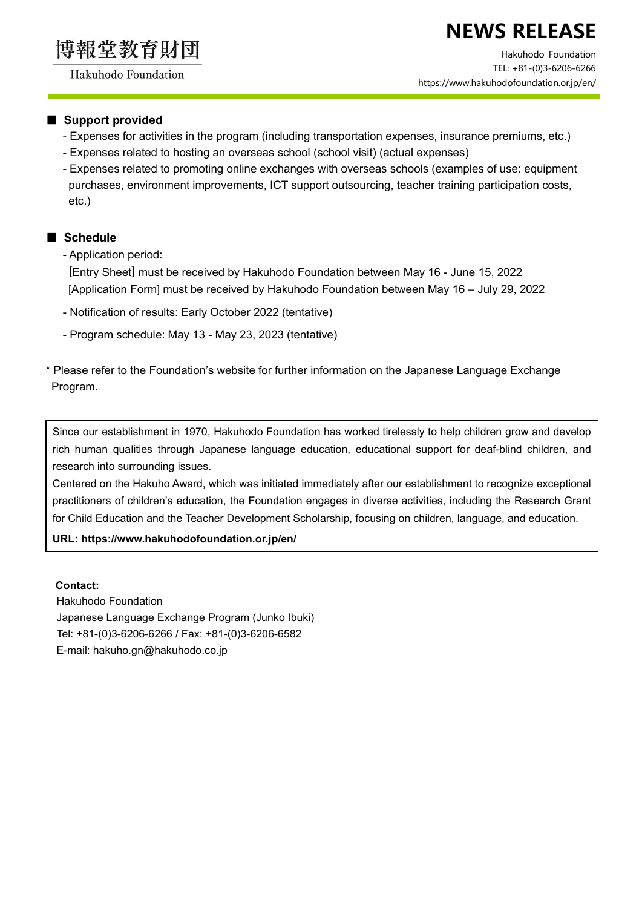## ■ Support provided

- Expenses for activities in the program (including transportation expenses, insurance premiums, etc.)
- Expenses related to hosting an overseas school (school visit) (actual expenses)
- Expenses related to promoting online exchanges with overseas schools (examples of use: equipment purchases, environment improvements, ICT support outsourcing, teacher training participation costs, etc.)

## ■ Schedule

- Application period:
  [Entry Sheet] must be received by Hakuhodo Foundation between May 16 - June 15, 2022
  [Application Form] must be received by Hakuhodo Foundation between May 16 – July 29, 2022
- Notification of results: Early October 2022 (tentative)
- Program schedule: May 13 - May 23, 2023 (tentative)

* Please refer to the Foundation's website for further information on the Japanese Language Exchange Program.

Since our establishment in 1970, Hakuhodo Foundation has worked tirelessly to help children grow and develop rich human qualities through Japanese language education, educational support for deaf-blind children, and research into surrounding issues.
Centered on the Hakuho Award, which was initiated immediately after our establishment to recognize exceptional practitioners of children's education, the Foundation engages in diverse activities, including the Research Grant for Child Education and the Teacher Development Scholarship, focusing on children, language, and education.

**URL: https://www.hakuhodofoundation.or.jp/en/**

**Contact:**
Hakuhodo Foundation
Japanese Language Exchange Program (Junko Ibuki)
Tel: +81-(0)3-6206-6266 / Fax: +81-(0)3-6206-6582
E-mail: hakuho.gn@hakuhodo.co.jp